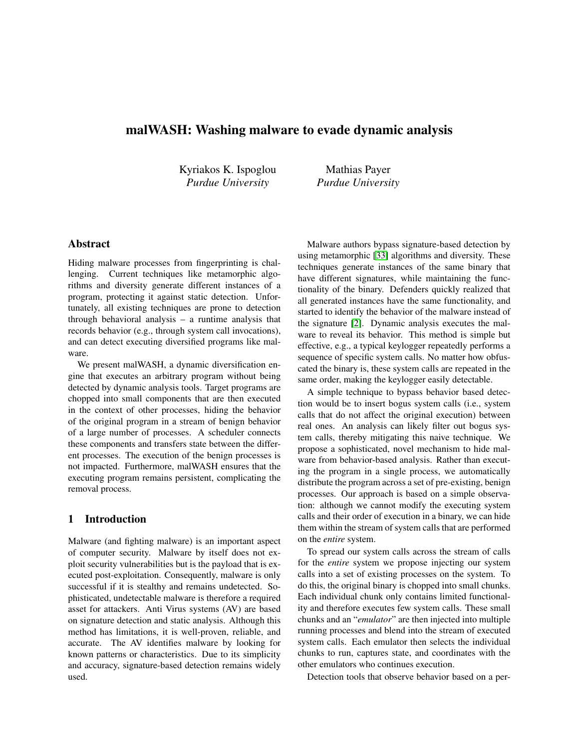# malWASH: Washing malware to evade dynamic analysis

Kyriakos K. Ispoglou
*Purdue University*

Mathias Payer
*Purdue University*

## Abstract

Hiding malware processes from fingerprinting is challenging. Current techniques like metamorphic algorithms and diversity generate different instances of a program, protecting it against static detection. Unfortunately, all existing techniques are prone to detection through behavioral analysis – a runtime analysis that records behavior (e.g., through system call invocations), and can detect executing diversified programs like malware.

We present malWASH, a dynamic diversification engine that executes an arbitrary program without being detected by dynamic analysis tools. Target programs are chopped into small components that are then executed in the context of other processes, hiding the behavior of the original program in a stream of benign behavior of a large number of processes. A scheduler connects these components and transfers state between the different processes. The execution of the benign processes is not impacted. Furthermore, malWASH ensures that the executing program remains persistent, complicating the removal process.

## 1 Introduction

Malware (and fighting malware) is an important aspect of computer security. Malware by itself does not exploit security vulnerabilities but is the payload that is executed post-exploitation. Consequently, malware is only successful if it is stealthy and remains undetected. Sophisticated, undetectable malware is therefore a required asset for attackers. Anti Virus systems (AV) are based on signature detection and static analysis. Although this method has limitations, it is well-proven, reliable, and accurate. The AV identifies malware by looking for known patterns or characteristics. Due to its simplicity and accuracy, signature-based detection remains widely used.

Malware authors bypass signature-based detection by using metamorphic [33] algorithms and diversity. These techniques generate instances of the same binary that have different signatures, while maintaining the functionality of the binary. Defenders quickly realized that all generated instances have the same functionality, and started to identify the behavior of the malware instead of the signature [2]. Dynamic analysis executes the malware to reveal its behavior. This method is simple but effective, e.g., a typical keylogger repeatedly performs a sequence of specific system calls. No matter how obfuscated the binary is, these system calls are repeated in the same order, making the keylogger easily detectable.

A simple technique to bypass behavior based detection would be to insert bogus system calls (i.e., system calls that do not affect the original execution) between real ones. An analysis can likely filter out bogus system calls, thereby mitigating this naive technique. We propose a sophisticated, novel mechanism to hide malware from behavior-based analysis. Rather than executing the program in a single process, we automatically distribute the program across a set of pre-existing, benign processes. Our approach is based on a simple observation: although we cannot modify the executing system calls and their order of execution in a binary, we can hide them within the stream of system calls that are performed on the *entire* system.

To spread our system calls across the stream of calls for the *entire* system we propose injecting our system calls into a set of existing processes on the system. To do this, the original binary is chopped into small chunks. Each individual chunk only contains limited functionality and therefore executes few system calls. These small chunks and an "*emulator*" are then injected into multiple running processes and blend into the stream of executed system calls. Each emulator then selects the individual chunks to run, captures state, and coordinates with the other emulators who continues execution.

Detection tools that observe behavior based on a per-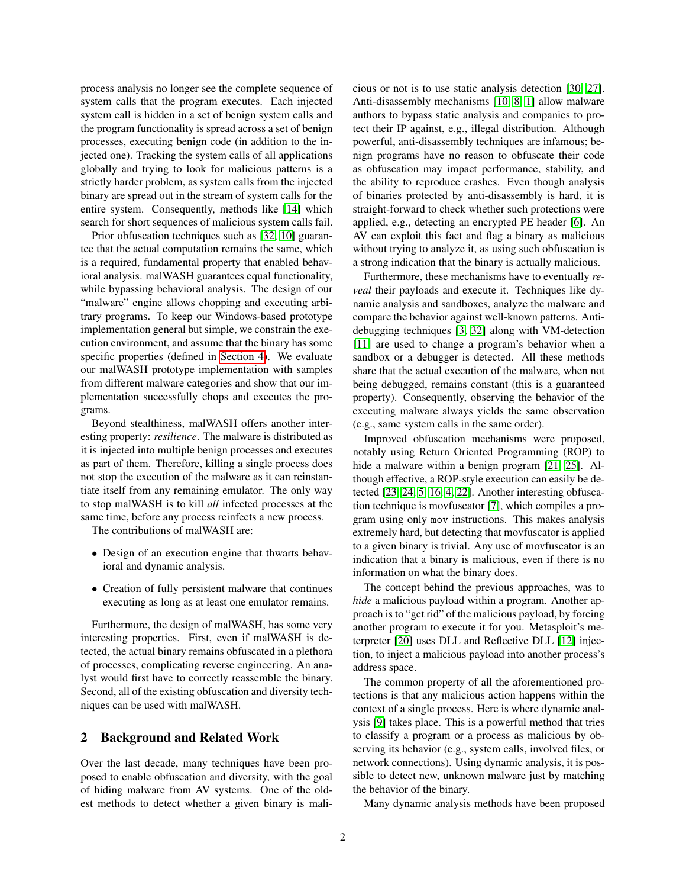process analysis no longer see the complete sequence of system calls that the program executes. Each injected system call is hidden in a set of benign system calls and the program functionality is spread across a set of benign processes, executing benign code (in addition to the injected one). Tracking the system calls of all applications globally and trying to look for malicious patterns is a strictly harder problem, as system calls from the injected binary are spread out in the stream of system calls for the entire system. Consequently, methods like [14] which search for short sequences of malicious system calls fail.

Prior obfuscation techniques such as [32, 10] guarantee that the actual computation remains the same, which is a required, fundamental property that enabled behavioral analysis. malWASH guarantees equal functionality, while bypassing behavioral analysis. The design of our "malware" engine allows chopping and executing arbitrary programs. To keep our Windows-based prototype implementation general but simple, we constrain the execution environment, and assume that the binary has some specific properties (defined in Section 4). We evaluate our malWASH prototype implementation with samples from different malware categories and show that our implementation successfully chops and executes the programs.

Beyond stealthiness, malWASH offers another interesting property: *resilience*. The malware is distributed as it is injected into multiple benign processes and executes as part of them. Therefore, killing a single process does not stop the execution of the malware as it can reinstantiate itself from any remaining emulator. The only way to stop malWASH is to kill *all* infected processes at the same time, before any process reinfects a new process.

The contributions of malWASH are:

- Design of an execution engine that thwarts behavioral and dynamic analysis.
- Creation of fully persistent malware that continues executing as long as at least one emulator remains.

Furthermore, the design of malWASH, has some very interesting properties. First, even if malWASH is detected, the actual binary remains obfuscated in a plethora of processes, complicating reverse engineering. An analyst would first have to correctly reassemble the binary. Second, all of the existing obfuscation and diversity techniques can be used with malWASH.

## 2 Background and Related Work

Over the last decade, many techniques have been proposed to enable obfuscation and diversity, with the goal of hiding malware from AV systems. One of the oldest methods to detect whether a given binary is malicious or not is to use static analysis detection [30, 27]. Anti-disassembly mechanisms [10, 8, 1] allow malware authors to bypass static analysis and companies to protect their IP against, e.g., illegal distribution. Although powerful, anti-disassembly techniques are infamous; benign programs have no reason to obfuscate their code as obfuscation may impact performance, stability, and the ability to reproduce crashes. Even though analysis of binaries protected by anti-disassembly is hard, it is straight-forward to check whether such protections were applied, e.g., detecting an encrypted PE header [6]. An AV can exploit this fact and flag a binary as malicious without trying to analyze it, as using such obfuscation is a strong indication that the binary is actually malicious.

Furthermore, these mechanisms have to eventually *reveal* their payloads and execute it. Techniques like dynamic analysis and sandboxes, analyze the malware and compare the behavior against well-known patterns. Anti-debugging techniques [3, 32] along with VM-detection [11] are used to change a program's behavior when a sandbox or a debugger is detected. All these methods share that the actual execution of the malware, when not being debugged, remains constant (this is a guaranteed property). Consequently, observing the behavior of the executing malware always yields the same observation (e.g., same system calls in the same order).

Improved obfuscation mechanisms were proposed, notably using Return Oriented Programming (ROP) to hide a malware within a benign program [21, 25]. Although effective, a ROP-style execution can easily be detected [23, 24, 5, 16, 4, 22]. Another interesting obfuscation technique is movfuscator [7], which compiles a program using only `mov` instructions. This makes analysis extremely hard, but detecting that movfuscator is applied to a given binary is trivial. Any use of movfuscator is an indication that a binary is malicious, even if there is no information on what the binary does.

The concept behind the previous approaches, was to *hide* a malicious payload within a program. Another approach is to "get rid" of the malicious payload, by forcing another program to execute it for you. Metasploit's meterpreter [20] uses DLL and Reflective DLL [12] injection, to inject a malicious payload into another process's address space.

The common property of all the aforementioned protections is that any malicious action happens within the context of a single process. Here is where dynamic analysis [9] takes place. This is a powerful method that tries to classify a program or a process as malicious by observing its behavior (e.g., system calls, involved files, or network connections). Using dynamic analysis, it is possible to detect new, unknown malware just by matching the behavior of the binary.

Many dynamic analysis methods have been proposed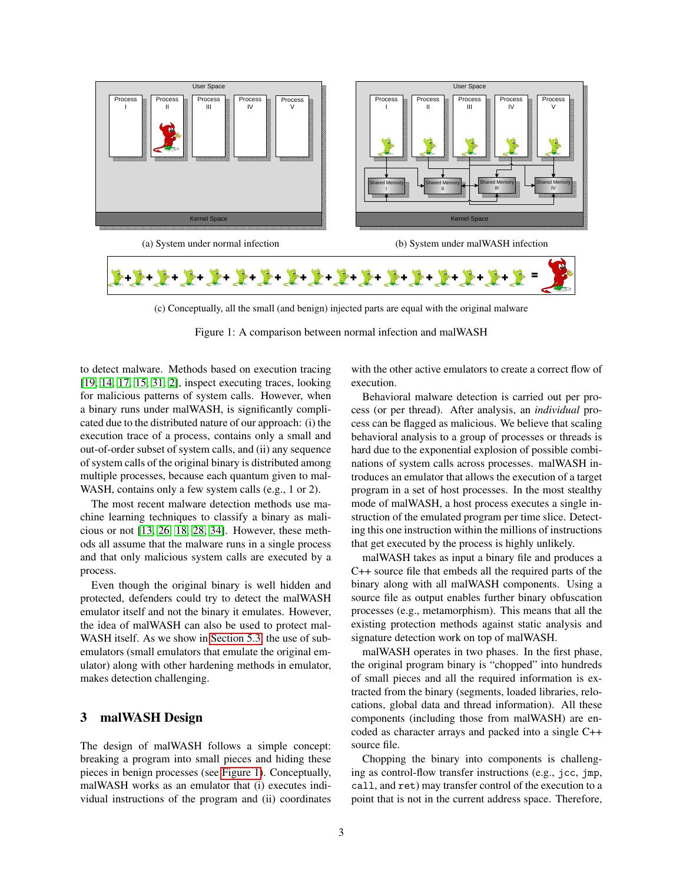(a) System under normal infection

(b) System under malWASH infection

(c) Conceptually, all the small (and benign) injected parts are equal with the original malware

Figure 1: A comparison between normal infection and malWASH

to detect malware. Methods based on execution tracing [19, 14, 17, 15, 31, 2], inspect executing traces, looking for malicious patterns of system calls. However, when a binary runs under malWASH, is significantly complicated due to the distributed nature of our approach: (i) the execution trace of a process, contains only a small and out-of-order subset of system calls, and (ii) any sequence of system calls of the original binary is distributed among multiple processes, because each quantum given to malWASH, contains only a few system calls (e.g., 1 or 2).

The most recent malware detection methods use machine learning techniques to classify a binary as malicious or not [13, 26, 18, 28, 34]. However, these methods all assume that the malware runs in a single process and that only malicious system calls are executed by a process.

Even though the original binary is well hidden and protected, defenders could try to detect the malWASH emulator itself and not the binary it emulates. However, the idea of malWASH can also be used to protect malWASH itself. As we show in Section 5.3, the use of sub-emulators (small emulators that emulate the original emulator) along with other hardening methods in emulator, makes detection challenging.

## 3 malWASH Design

The design of malWASH follows a simple concept: breaking a program into small pieces and hiding these pieces in benign processes (see Figure 1). Conceptually, malWASH works as an emulator that (i) executes individual instructions of the program and (ii) coordinates with the other active emulators to create a correct flow of execution.

Behavioral malware detection is carried out per process (or per thread). After analysis, an *individual* process can be flagged as malicious. We believe that scaling behavioral analysis to a group of processes or threads is hard due to the exponential explosion of possible combinations of system calls across processes. malWASH introduces an emulator that allows the execution of a target program in a set of host processes. In the most stealthy mode of malWASH, a host process executes a single instruction of the emulated program per time slice. Detecting this one instruction within the millions of instructions that get executed by the process is highly unlikely.

malWASH takes as input a binary file and produces a C++ source file that embeds all the required parts of the binary along with all malWASH components. Using a source file as output enables further binary obfuscation processes (e.g., metamorphism). This means that all the existing protection methods against static analysis and signature detection work on top of malWASH.

malWASH operates in two phases. In the first phase, the original program binary is "chopped" into hundreds of small pieces and all the required information is extracted from the binary (segments, loaded libraries, relocations, global data and thread information). All these components (including those from malWASH) are encoded as character arrays and packed into a single C++ source file.

Chopping the binary into components is challenging as control-flow transfer instructions (e.g., `jcc`, `jmp`, `call`, and `ret`) may transfer control of the execution to a point that is not in the current address space. Therefore,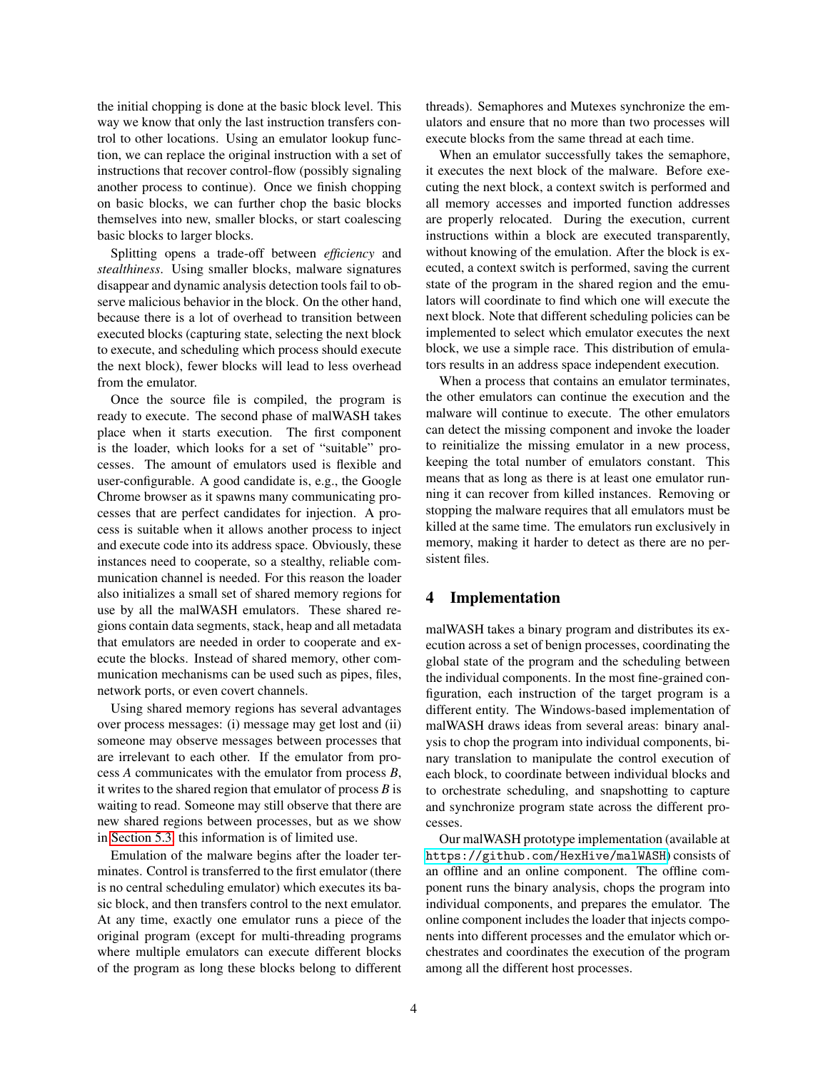the initial chopping is done at the basic block level. This way we know that only the last instruction transfers control to other locations. Using an emulator lookup function, we can replace the original instruction with a set of instructions that recover control-flow (possibly signaling another process to continue). Once we finish chopping on basic blocks, we can further chop the basic blocks themselves into new, smaller blocks, or start coalescing basic blocks to larger blocks.

Splitting opens a trade-off between *efficiency* and *stealthiness*. Using smaller blocks, malware signatures disappear and dynamic analysis detection tools fail to observe malicious behavior in the block. On the other hand, because there is a lot of overhead to transition between executed blocks (capturing state, selecting the next block to execute, and scheduling which process should execute the next block), fewer blocks will lead to less overhead from the emulator.

Once the source file is compiled, the program is ready to execute. The second phase of malWASH takes place when it starts execution. The first component is the loader, which looks for a set of "suitable" processes. The amount of emulators used is flexible and user-configurable. A good candidate is, e.g., the Google Chrome browser as it spawns many communicating processes that are perfect candidates for injection. A process is suitable when it allows another process to inject and execute code into its address space. Obviously, these instances need to cooperate, so a stealthy, reliable communication channel is needed. For this reason the loader also initializes a small set of shared memory regions for use by all the malWASH emulators. These shared regions contain data segments, stack, heap and all metadata that emulators are needed in order to cooperate and execute the blocks. Instead of shared memory, other communication mechanisms can be used such as pipes, files, network ports, or even covert channels.

Using shared memory regions has several advantages over process messages: (i) message may get lost and (ii) someone may observe messages between processes that are irrelevant to each other. If the emulator from process *A* communicates with the emulator from process *B*, it writes to the shared region that emulator of process *B* is waiting to read. Someone may still observe that there are new shared regions between processes, but as we show in Section 5.3 this information is of limited use.

Emulation of the malware begins after the loader terminates. Control is transferred to the first emulator (there is no central scheduling emulator) which executes its basic block, and then transfers control to the next emulator. At any time, exactly one emulator runs a piece of the original program (except for multi-threading programs where multiple emulators can execute different blocks of the program as long these blocks belong to different threads). Semaphores and Mutexes synchronize the emulators and ensure that no more than two processes will execute blocks from the same thread at each time.

When an emulator successfully takes the semaphore, it executes the next block of the malware. Before executing the next block, a context switch is performed and all memory accesses and imported function addresses are properly relocated. During the execution, current instructions within a block are executed transparently, without knowing of the emulation. After the block is executed, a context switch is performed, saving the current state of the program in the shared region and the emulators will coordinate to find which one will execute the next block. Note that different scheduling policies can be implemented to select which emulator executes the next block, we use a simple race. This distribution of emulators results in an address space independent execution.

When a process that contains an emulator terminates, the other emulators can continue the execution and the malware will continue to execute. The other emulators can detect the missing component and invoke the loader to reinitialize the missing emulator in a new process, keeping the total number of emulators constant. This means that as long as there is at least one emulator running it can recover from killed instances. Removing or stopping the malware requires that all emulators must be killed at the same time. The emulators run exclusively in memory, making it harder to detect as there are no persistent files.

## 4 Implementation

malWASH takes a binary program and distributes its execution across a set of benign processes, coordinating the global state of the program and the scheduling between the individual components. In the most fine-grained configuration, each instruction of the target program is a different entity. The Windows-based implementation of malWASH draws ideas from several areas: binary analysis to chop the program into individual components, binary translation to manipulate the control execution of each block, to coordinate between individual blocks and to orchestrate scheduling, and snapshotting to capture and synchronize program state across the different processes.

Our malWASH prototype implementation (available at https://github.com/HexHive/malWASH) consists of an offline and an online component. The offline component runs the binary analysis, chops the program into individual components, and prepares the emulator. The online component includes the loader that injects components into different processes and the emulator which orchestrates and coordinates the execution of the program among all the different host processes.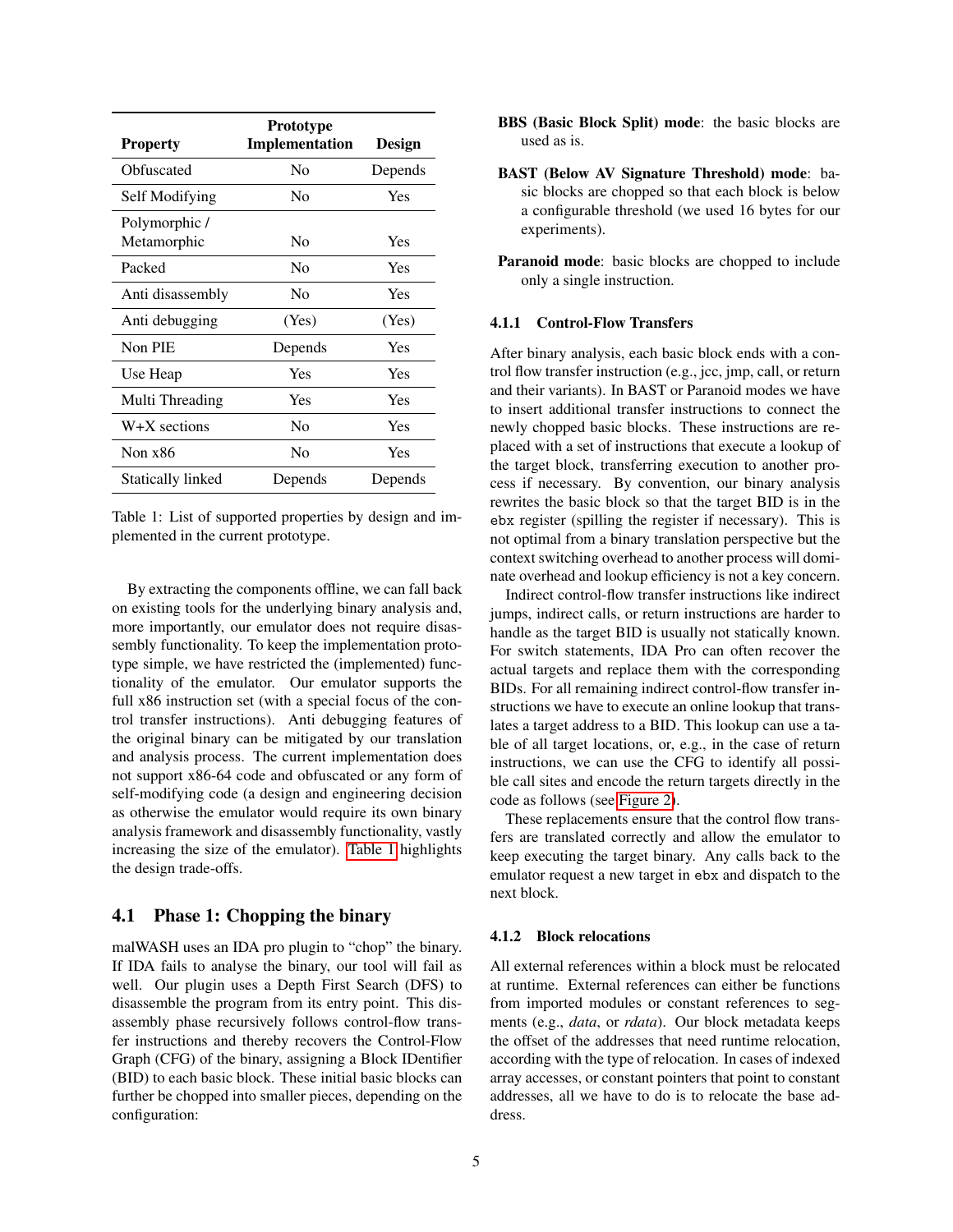| Property | Prototype Implementation | Design |
|---|---|---|
| Obfuscated | No | Depends |
| Self Modifying | No | Yes |
| Polymorphic / Metamorphic | No | Yes |
| Packed | No | Yes |
| Anti disassembly | No | Yes |
| Anti debugging | (Yes) | (Yes) |
| Non PIE | Depends | Yes |
| Use Heap | Yes | Yes |
| Multi Threading | Yes | Yes |
| W+X sections | No | Yes |
| Non x86 | No | Yes |
| Statically linked | Depends | Depends |

Table 1: List of supported properties by design and implemented in the current prototype.

By extracting the components offline, we can fall back on existing tools for the underlying binary analysis and, more importantly, our emulator does not require disassembly functionality. To keep the implementation prototype simple, we have restricted the (implemented) functionality of the emulator. Our emulator supports the full x86 instruction set (with a special focus of the control transfer instructions). Anti debugging features of the original binary can be mitigated by our translation and analysis process. The current implementation does not support x86-64 code and obfuscated or any form of self-modifying code (a design and engineering decision as otherwise the emulator would require its own binary analysis framework and disassembly functionality, vastly increasing the size of the emulator). Table 1 highlights the design trade-offs.

## 4.1 Phase 1: Chopping the binary

malWASH uses an IDA pro plugin to "chop" the binary. If IDA fails to analyse the binary, our tool will fail as well. Our plugin uses a Depth First Search (DFS) to disassemble the program from its entry point. This disassembly phase recursively follows control-flow transfer instructions and thereby recovers the Control-Flow Graph (CFG) of the binary, assigning a Block IDentifier (BID) to each basic block. These initial basic blocks can further be chopped into smaller pieces, depending on the configuration:

**BBS (Basic Block Split) mode**: the basic blocks are used as is.

**BAST (Below AV Signature Threshold) mode**: basic blocks are chopped so that each block is below a configurable threshold (we used 16 bytes for our experiments).

**Paranoid mode**: basic blocks are chopped to include only a single instruction.

### 4.1.1 Control-Flow Transfers

After binary analysis, each basic block ends with a control flow transfer instruction (e.g., jcc, jmp, call, or return and their variants). In BAST or Paranoid modes we have to insert additional transfer instructions to connect the newly chopped basic blocks. These instructions are replaced with a set of instructions that execute a lookup of the target block, transferring execution to another process if necessary. By convention, our binary analysis rewrites the basic block so that the target BID is in the `ebx` register (spilling the register if necessary). This is not optimal from a binary translation perspective but the context switching overhead to another process will dominate overhead and lookup efficiency is not a key concern.

Indirect control-flow transfer instructions like indirect jumps, indirect calls, or return instructions are harder to handle as the target BID is usually not statically known. For switch statements, IDA Pro can often recover the actual targets and replace them with the corresponding BIDs. For all remaining indirect control-flow transfer instructions we have to execute an online lookup that translates a target address to a BID. This lookup can use a table of all target locations, or, e.g., in the case of return instructions, we can use the CFG to identify all possible call sites and encode the return targets directly in the code as follows (see Figure 2).

These replacements ensure that the control flow transfers are translated correctly and allow the emulator to keep executing the target binary. Any calls back to the emulator request a new target in `ebx` and dispatch to the next block.

### 4.1.2 Block relocations

All external references within a block must be relocated at runtime. External references can either be functions from imported modules or constant references to segments (e.g., *data*, or *rdata*). Our block metadata keeps the offset of the addresses that need runtime relocation, according with the type of relocation. In cases of indexed array accesses, or constant pointers that point to constant addresses, all we have to do is to relocate the base address.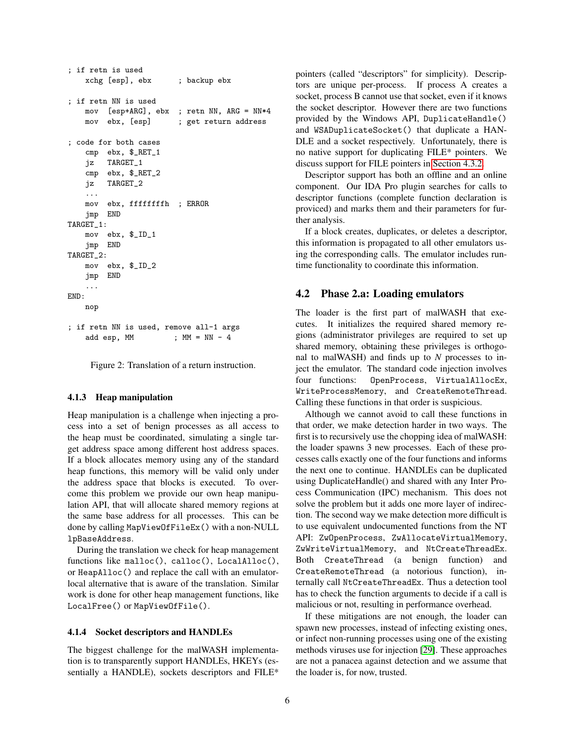```
; if retn is used
    xchg [esp], ebx       ; backup ebx

; if retn NN is used
    mov  [esp+ARG], ebx   ; retn NN, ARG = NN*4
    mov  ebx, [esp]       ; get return address

; code for both cases
    cmp  ebx, $_RET_1
    jz   TARGET_1
    cmp  ebx, $_RET_2
    jz   TARGET_2
    ...
    mov  ebx, ffffffffh   ; ERROR
    jmp  END
TARGET_1:
    mov  ebx, $_ID_1
    jmp  END
TARGET_2:
    mov  ebx, $_ID_2
    jmp  END
    ...
END:
    nop

; if retn NN is used, remove all-1 args
    add esp, MM          ; MM = NN - 4
```

Figure 2: Translation of a return instruction.

### 4.1.3 Heap manipulation

Heap manipulation is a challenge when injecting a process into a set of benign processes as all access to the heap must be coordinated, simulating a single target address space among different host address spaces. If a block allocates memory using any of the standard heap functions, this memory will be valid only under the address space that blocks is executed. To overcome this problem we provide our own heap manipulation API, that will allocate shared memory regions at the same base address for all processes. This can be done by calling `MapViewOfFileEx()` with a non-NULL `lpBaseAddress`.

During the translation we check for heap management functions like `malloc()`, `calloc()`, `LocalAlloc()`, or `HeapAlloc()` and replace the call with an emulator-local alternative that is aware of the translation. Similar work is done for other heap management functions, like `LocalFree()` or `MapViewOfFile()`.

### 4.1.4 Socket descriptors and HANDLEs

The biggest challenge for the malWASH implementation is to transparently support HANDLEs, HKEYs (essentially a HANDLE), sockets descriptors and FILE* pointers (called "descriptors" for simplicity). Descriptors are unique per-process. If process A creates a socket, process B cannot use that socket, even if it knows the socket descriptor. However there are two functions provided by the Windows API, `DuplicateHandle()` and `WSADuplicateSocket()` that duplicate a HANDLE and a socket respectively. Unfortunately, there is no native support for duplicating FILE* pointers. We discuss support for FILE pointers in Section 4.3.2.

Descriptor support has both an offline and an online component. Our IDA Pro plugin searches for calls to descriptor functions (complete function declaration is proviced) and marks them and their parameters for further analysis.

If a block creates, duplicates, or deletes a descriptor, this information is propagated to all other emulators using the corresponding calls. The emulator includes runtime functionality to coordinate this information.

## 4.2 Phase 2.a: Loading emulators

The loader is the first part of malWASH that executes. It initializes the required shared memory regions (administrator privileges are required to set up shared memory, obtaining these privileges is orthogonal to malWASH) and finds up to $N$ processes to inject the emulator. The standard code injection involves four functions: `OpenProcess`, `VirtualAllocEx`, `WriteProcessMemory`, and `CreateRemoteThread`. Calling these functions in that order is suspicious.

Although we cannot avoid to call these functions in that order, we make detection harder in two ways. The first is to recursively use the chopping idea of malWASH: the loader spawns 3 new processes. Each of these processes calls exactly one of the four functions and informs the next one to continue. HANDLEs can be duplicated using DuplicateHandle() and shared with any Inter Process Communication (IPC) mechanism. This does not solve the problem but it adds one more layer of indirection. The second way we make detection more difficult is to use equivalent undocumented functions from the NT API: `ZwOpenProcess`, `ZwAllocateVirtualMemory`, `ZwWriteVirtualMemory`, and `NtCreateThreadEx`. Both `CreateThread` (a benign function) and `CreateRemoteThread` (a notorious function), internally call `NtCreateThreadEx`. Thus a detection tool has to check the function arguments to decide if a call is malicious or not, resulting in performance overhead.

If these mitigations are not enough, the loader can spawn new processes, instead of infecting existing ones, or infect non-running processes using one of the existing methods viruses use for injection [29]. These approaches are not a panacea against detection and we assume that the loader is, for now, trusted.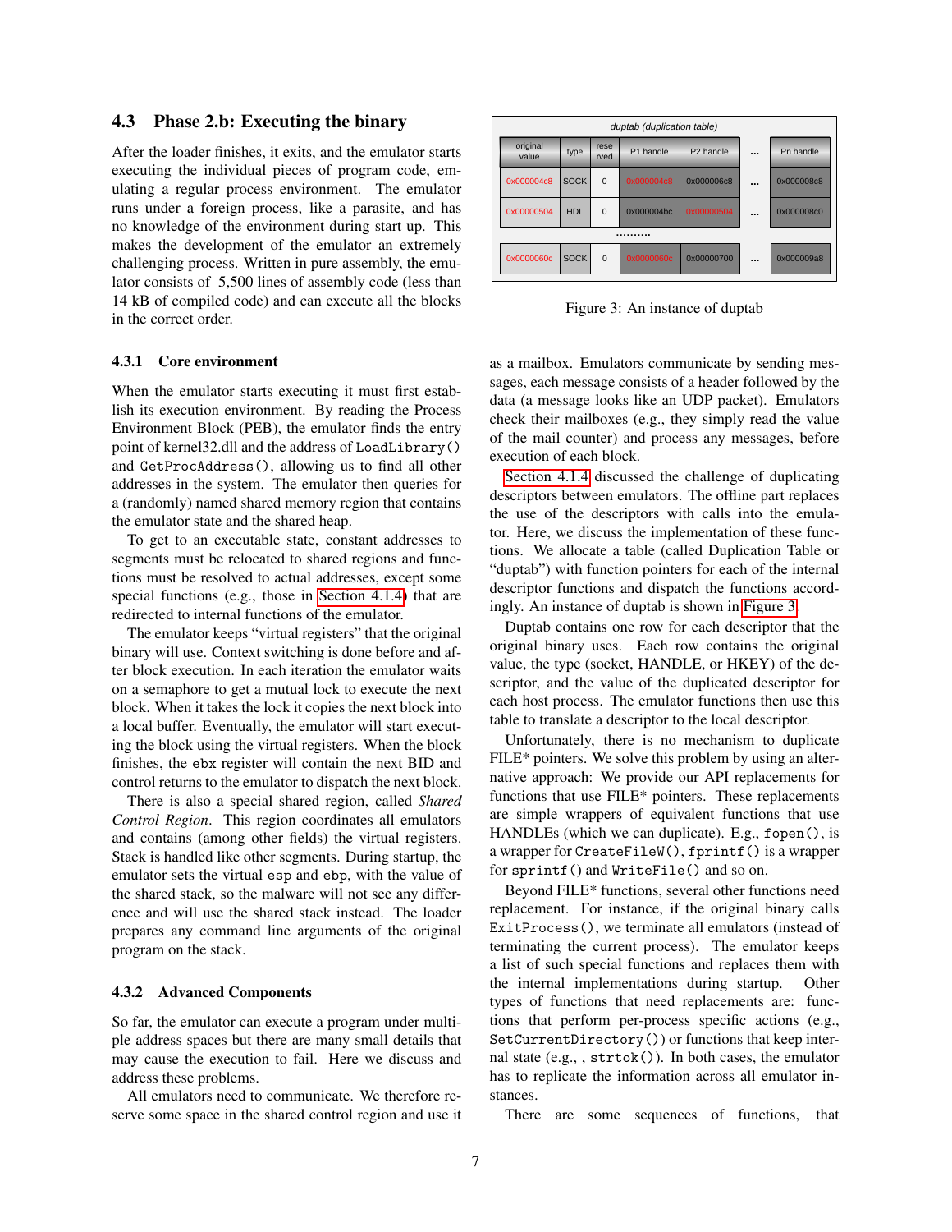### 4.3 Phase 2.b: Executing the binary

After the loader finishes, it exits, and the emulator starts executing the individual pieces of program code, emulating a regular process environment. The emulator runs under a foreign process, like a parasite, and has no knowledge of the environment during start up. This makes the development of the emulator an extremely challenging process. Written in pure assembly, the emulator consists of 5,500 lines of assembly code (less than 14 kB of compiled code) and can execute all the blocks in the correct order.

#### 4.3.1 Core environment

When the emulator starts executing it must first establish its execution environment. By reading the Process Environment Block (PEB), the emulator finds the entry point of kernel32.dll and the address of `LoadLibrary()` and `GetProcAddress()`, allowing us to find all other addresses in the system. The emulator then queries for a (randomly) named shared memory region that contains the emulator state and the shared heap.

To get to an executable state, constant addresses to segments must be relocated to shared regions and functions must be resolved to actual addresses, except some special functions (e.g., those in Section 4.1.4) that are redirected to internal functions of the emulator.

The emulator keeps "virtual registers" that the original binary will use. Context switching is done before and after block execution. In each iteration the emulator waits on a semaphore to get a mutual lock to execute the next block. When it takes the lock it copies the next block into a local buffer. Eventually, the emulator will start executing the block using the virtual registers. When the block finishes, the `ebx` register will contain the next BID and control returns to the emulator to dispatch the next block.

There is also a special shared region, called *Shared Control Region*. This region coordinates all emulators and contains (among other fields) the virtual registers. Stack is handled like other segments. During startup, the emulator sets the virtual `esp` and `ebp`, with the value of the shared stack, so the malware will not see any difference and will use the shared stack instead. The loader prepares any command line arguments of the original program on the stack.

#### 4.3.2 Advanced Components

So far, the emulator can execute a program under multiple address spaces but there are many small details that may cause the execution to fail. Here we discuss and address these problems.

All emulators need to communicate. We therefore reserve some space in the shared control region and use it as a mailbox. Emulators communicate by sending messages, each message consists of a header followed by the data (a message looks like an UDP packet). Emulators check their mailboxes (e.g., they simply read the value of the mail counter) and process any messages, before execution of each block.

*duptab (duplication table)*

| original value | type | reserved | P1 handle | P2 handle | ... | Pn handle |
|---|---|---|---|---|---|---|
| 0x000004c8 | SOCK | 0 | 0x000004c8 | 0x000006c8 | ... | 0x000008c8 |
| 0x00000504 | HDL | 0 | 0x000004bc | 0x00000504 | ... | 0x000008c0 |
| .......... | | | | | | |
| 0x0000060c | SOCK | 0 | 0x0000060c | 0x00000700 | ... | 0x000009a8 |

Figure 3: An instance of duptab

Section 4.1.4 discussed the challenge of duplicating descriptors between emulators. The offline part replaces the use of the descriptors with calls into the emulator. Here, we discuss the implementation of these functions. We allocate a table (called Duplication Table or "duptab") with function pointers for each of the internal descriptor functions and dispatch the functions accordingly. An instance of duptab is shown in Figure 3.

Duptab contains one row for each descriptor that the original binary uses. Each row contains the original value, the type (socket, HANDLE, or HKEY) of the descriptor, and the value of the duplicated descriptor for each host process. The emulator functions then use this table to translate a descriptor to the local descriptor.

Unfortunately, there is no mechanism to duplicate FILE* pointers. We solve this problem by using an alternative approach: We provide our API replacements for functions that use FILE* pointers. These replacements are simple wrappers of equivalent functions that use HANDLEs (which we can duplicate). E.g., `fopen()`, is a wrapper for `CreateFileW()`, `fprintf()` is a wrapper for `sprintf()` and `WriteFile()` and so on.

Beyond FILE* functions, several other functions need replacement. For instance, if the original binary calls `ExitProcess()`, we terminate all emulators (instead of terminating the current process). The emulator keeps a list of such special functions and replaces them with the internal implementations during startup. Other types of functions that need replacements are: functions that perform per-process specific actions (e.g., `SetCurrentDirectory()`) or functions that keep internal state (e.g., , `strtok()`). In both cases, the emulator has to replicate the information across all emulator instances.

There are some sequences of functions, that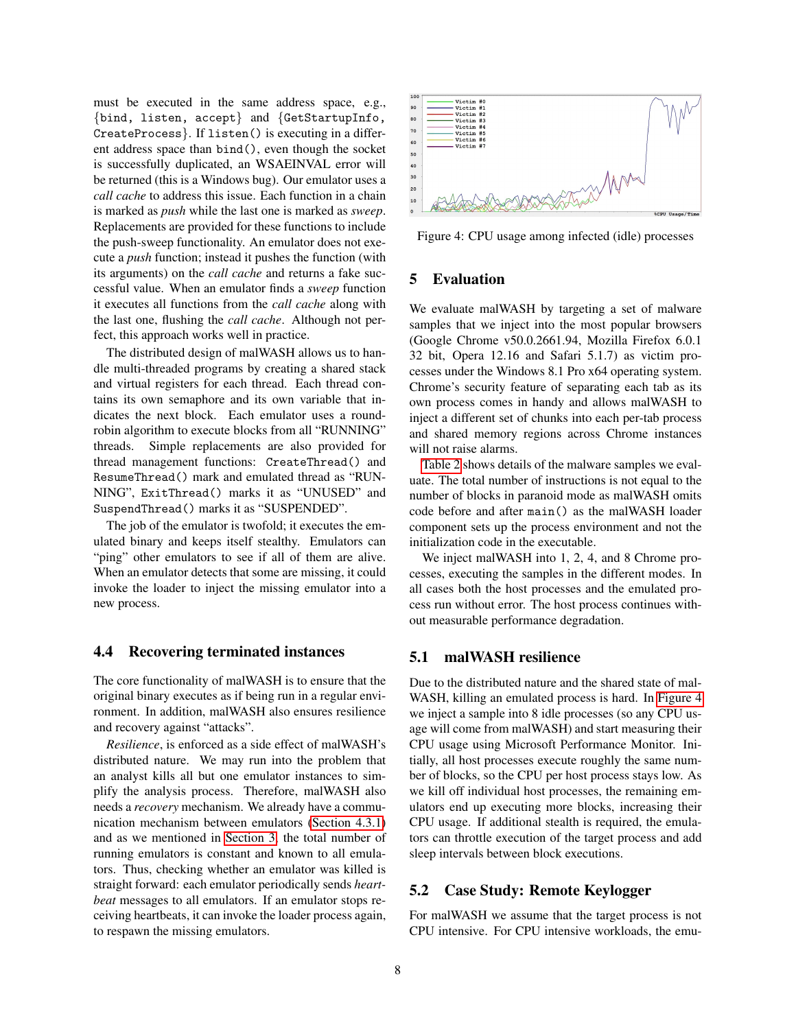must be executed in the same address space, e.g., {bind, listen, accept} and {GetStartupInfo, CreateProcess}. If listen() is executing in a different address space than bind(), even though the socket is successfully duplicated, an WSAEINVAL error will be returned (this is a Windows bug). Our emulator uses a *call cache* to address this issue. Each function in a chain is marked as *push* while the last one is marked as *sweep*. Replacements are provided for these functions to include the push-sweep functionality. An emulator does not execute a *push* function; instead it pushes the function (with its arguments) on the *call cache* and returns a fake successful value. When an emulator finds a *sweep* function it executes all functions from the *call cache* along with the last one, flushing the *call cache*. Although not perfect, this approach works well in practice.

The distributed design of malWASH allows us to handle multi-threaded programs by creating a shared stack and virtual registers for each thread. Each thread contains its own semaphore and its own variable that indicates the next block. Each emulator uses a round-robin algorithm to execute blocks from all "RUNNING" threads. Simple replacements are also provided for thread management functions: CreateThread() and ResumeThread() mark and emulated thread as "RUNNING", ExitThread() marks it as "UNUSED" and SuspendThread() marks it as "SUSPENDED".

The job of the emulator is twofold; it executes the emulated binary and keeps itself stealthy. Emulators can "ping" other emulators to see if all of them are alive. When an emulator detects that some are missing, it could invoke the loader to inject the missing emulator into a new process.

### 4.4 Recovering terminated instances

The core functionality of malWASH is to ensure that the original binary executes as if being run in a regular environment. In addition, malWASH also ensures resilience and recovery against "attacks".

*Resilience*, is enforced as a side effect of malWASH's distributed nature. We may run into the problem that an analyst kills all but one emulator instances to simplify the analysis process. Therefore, malWASH also needs a *recovery* mechanism. We already have a communication mechanism between emulators (Section 4.3.1) and as we mentioned in Section 3, the total number of running emulators is constant and known to all emulators. Thus, checking whether an emulator was killed is straight forward: each emulator periodically sends *heartbeat* messages to all emulators. If an emulator stops receiving heartbeats, it can invoke the loader process again, to respawn the missing emulators.

Figure 4: CPU usage among infected (idle) processes

## 5 Evaluation

We evaluate malWASH by targeting a set of malware samples that we inject into the most popular browsers (Google Chrome v50.0.2661.94, Mozilla Firefox 6.0.1 32 bit, Opera 12.16 and Safari 5.1.7) as victim processes under the Windows 8.1 Pro x64 operating system. Chrome's security feature of separating each tab as its own process comes in handy and allows malWASH to inject a different set of chunks into each per-tab process and shared memory regions across Chrome instances will not raise alarms.

Table 2 shows details of the malware samples we evaluate. The total number of instructions is not equal to the number of blocks in paranoid mode as malWASH omits code before and after main() as the malWASH loader component sets up the process environment and not the initialization code in the executable.

We inject malWASH into 1, 2, 4, and 8 Chrome processes, executing the samples in the different modes. In all cases both the host processes and the emulated process run without error. The host process continues without measurable performance degradation.

### 5.1 malWASH resilience

Due to the distributed nature and the shared state of malWASH, killing an emulated process is hard. In Figure 4 we inject a sample into 8 idle processes (so any CPU usage will come from malWASH) and start measuring their CPU usage using Microsoft Performance Monitor. Initially, all host processes execute roughly the same number of blocks, so the CPU per host process stays low. As we kill off individual host processes, the remaining emulators end up executing more blocks, increasing their CPU usage. If additional stealth is required, the emulators can throttle execution of the target process and add sleep intervals between block executions.

### 5.2 Case Study: Remote Keylogger

For malWASH we assume that the target process is not CPU intensive. For CPU intensive workloads, the emu-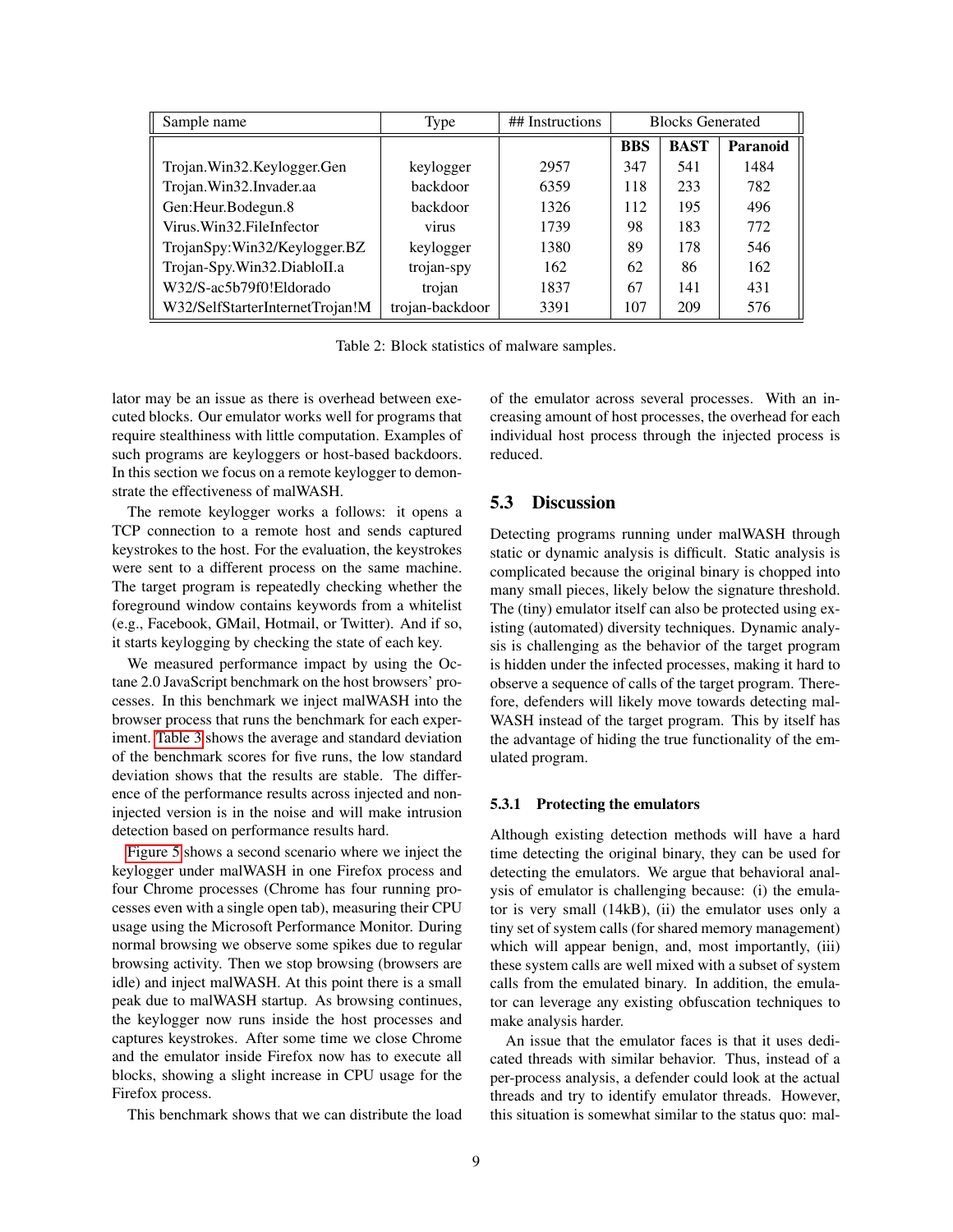| Sample name | Type | ## Instructions | Blocks Generated | | |
|---|---|---|---|---|---|
| | | | **BBS** | **BAST** | **Paranoid** |
| Trojan.Win32.Keylogger.Gen | keylogger | 2957 | 347 | 541 | 1484 |
| Trojan.Win32.Invader.aa | backdoor | 6359 | 118 | 233 | 782 |
| Gen:Heur.Bodegun.8 | backdoor | 1326 | 112 | 195 | 496 |
| Virus.Win32.FileInfector | virus | 1739 | 98 | 183 | 772 |
| TrojanSpy:Win32/Keylogger.BZ | keylogger | 1380 | 89 | 178 | 546 |
| Trojan-Spy.Win32.DiabloII.a | trojan-spy | 162 | 62 | 86 | 162 |
| W32/S-ac5b79f0!Eldorado | trojan | 1837 | 67 | 141 | 431 |
| W32/SelfStarterInternetTrojan!M | trojan-backdoor | 3391 | 107 | 209 | 576 |

Table 2: Block statistics of malware samples.

lator may be an issue as there is overhead between executed blocks. Our emulator works well for programs that require stealthiness with little computation. Examples of such programs are keyloggers or host-based backdoors. In this section we focus on a remote keylogger to demonstrate the effectiveness of malWASH.

The remote keylogger works a follows: it opens a TCP connection to a remote host and sends captured keystrokes to the host. For the evaluation, the keystrokes were sent to a different process on the same machine. The target program is repeatedly checking whether the foreground window contains keywords from a whitelist (e.g., Facebook, GMail, Hotmail, or Twitter). And if so, it starts keylogging by checking the state of each key.

We measured performance impact by using the Octane 2.0 JavaScript benchmark on the host browsers' processes. In this benchmark we inject malWASH into the browser process that runs the benchmark for each experiment. Table 3 shows the average and standard deviation of the benchmark scores for five runs, the low standard deviation shows that the results are stable. The difference of the performance results across injected and non-injected version is in the noise and will make intrusion detection based on performance results hard.

Figure 5 shows a second scenario where we inject the keylogger under malWASH in one Firefox process and four Chrome processes (Chrome has four running processes even with a single open tab), measuring their CPU usage using the Microsoft Performance Monitor. During normal browsing we observe some spikes due to regular browsing activity. Then we stop browsing (browsers are idle) and inject malWASH. At this point there is a small peak due to malWASH startup. As browsing continues, the keylogger now runs inside the host processes and captures keystrokes. After some time we close Chrome and the emulator inside Firefox now has to execute all blocks, showing a slight increase in CPU usage for the Firefox process.

This benchmark shows that we can distribute the load of the emulator across several processes. With an increasing amount of host processes, the overhead for each individual host process through the injected process is reduced.

## 5.3 Discussion

Detecting programs running under malWASH through static or dynamic analysis is difficult. Static analysis is complicated because the original binary is chopped into many small pieces, likely below the signature threshold. The (tiny) emulator itself can also be protected using existing (automated) diversity techniques. Dynamic analysis is challenging as the behavior of the target program is hidden under the infected processes, making it hard to observe a sequence of calls of the target program. Therefore, defenders will likely move towards detecting malWASH instead of the target program. This by itself has the advantage of hiding the true functionality of the emulated program.

### 5.3.1 Protecting the emulators

Although existing detection methods will have a hard time detecting the original binary, they can be used for detecting the emulators. We argue that behavioral analysis of emulator is challenging because: (i) the emulator is very small (14kB), (ii) the emulator uses only a tiny set of system calls (for shared memory management) which will appear benign, and, most importantly, (iii) these system calls are well mixed with a subset of system calls from the emulated binary. In addition, the emulator can leverage any existing obfuscation techniques to make analysis harder.

An issue that the emulator faces is that it uses dedicated threads with similar behavior. Thus, instead of a per-process analysis, a defender could look at the actual threads and try to identify emulator threads. However, this situation is somewhat similar to the status quo: mal-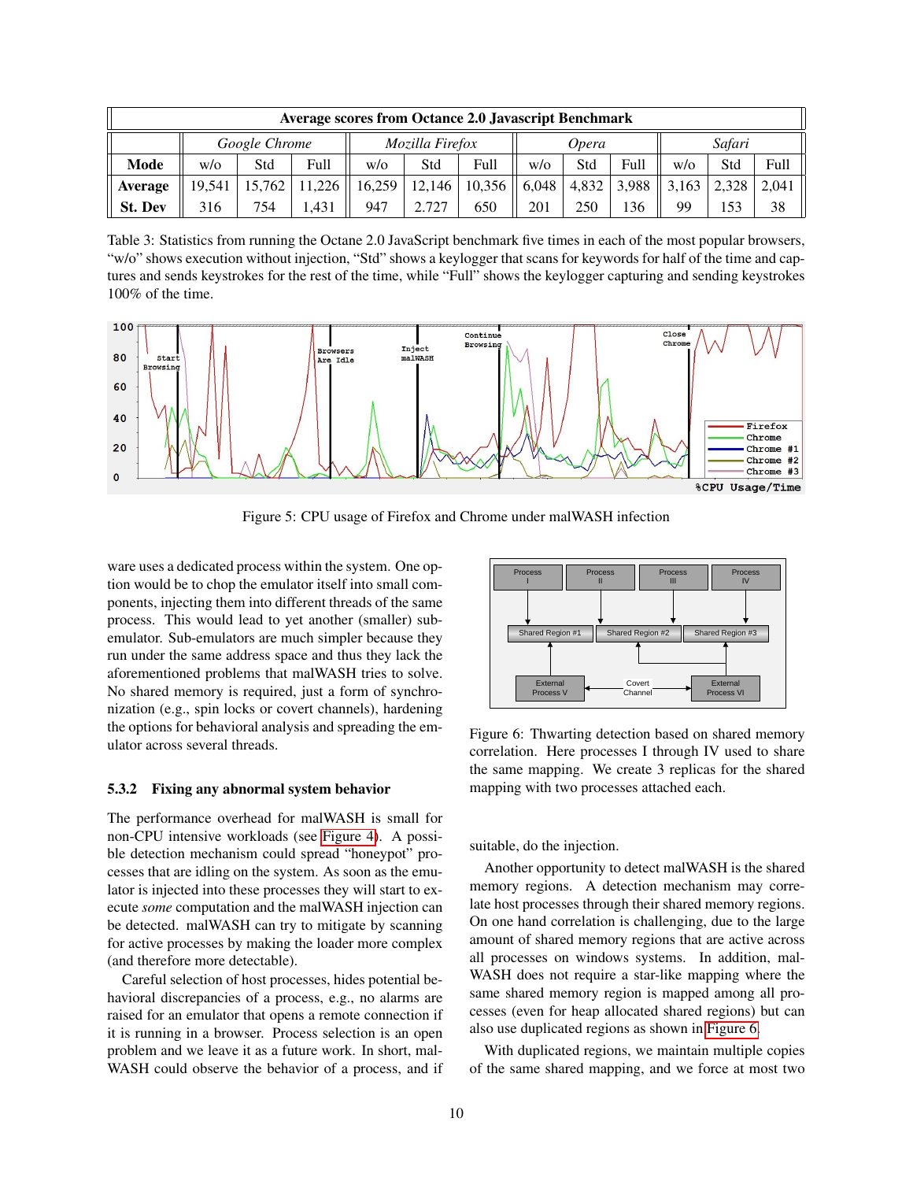| Average scores from Octane 2.0 Javascript Benchmark | | | | | | | | | | | | |
|---|---|---|---|---|---|---|---|---|---|---|---|---|
| | *Google Chrome* | | | *Mozilla Firefox* | | | *Opera* | | | *Safari* | | |
| **Mode** | w/o | Std | Full | w/o | Std | Full | w/o | Std | Full | w/o | Std | Full |
| **Average** | 19,541 | 15,762 | 11,226 | 16,259 | 12,146 | 10,356 | 6,048 | 4,832 | 3,988 | 3,163 | 2,328 | 2,041 |
| **St. Dev** | 316 | 754 | 1,431 | 947 | 2.727 | 650 | 201 | 250 | 136 | 99 | 153 | 38 |

Table 3: Statistics from running the Octane 2.0 JavaScript benchmark five times in each of the most popular browsers, "w/o" shows execution without injection, "Std" shows a keylogger that scans for keywords for half of the time and captures and sends keystrokes for the rest of the time, while "Full" shows the keylogger capturing and sending keystrokes 100% of the time.

Figure 5: CPU usage of Firefox and Chrome under malWASH infection

ware uses a dedicated process within the system. One option would be to chop the emulator itself into small components, injecting them into different threads of the same process. This would lead to yet another (smaller) sub-emulator. Sub-emulators are much simpler because they run under the same address space and thus they lack the aforementioned problems that malWASH tries to solve. No shared memory is required, just a form of synchronization (e.g., spin locks or covert channels), hardening the options for behavioral analysis and spreading the emulator across several threads.

### 5.3.2 Fixing any abnormal system behavior

The performance overhead for malWASH is small for non-CPU intensive workloads (see Figure 4). A possible detection mechanism could spread "honeypot" processes that are idling on the system. As soon as the emulator is injected into these processes they will start to execute *some* computation and the malWASH injection can be detected. malWASH can try to mitigate by scanning for active processes by making the loader more complex (and therefore more detectable).

Careful selection of host processes, hides potential behavioral discrepancies of a process, e.g., no alarms are raised for an emulator that opens a remote connection if it is running in a browser. Process selection is an open problem and we leave it as a future work. In short, malWASH could observe the behavior of a process, and if suitable, do the injection.

Figure 6: Thwarting detection based on shared memory correlation. Here processes I through IV used to share the same mapping. We create 3 replicas for the shared mapping with two processes attached each.

Another opportunity to detect malWASH is the shared memory regions. A detection mechanism may correlate host processes through their shared memory regions. On one hand correlation is challenging, due to the large amount of shared memory regions that are active across all processes on windows systems. In addition, malWASH does not require a star-like mapping where the same shared memory region is mapped among all processes (even for heap allocated shared regions) but can also use duplicated regions as shown in Figure 6.

With duplicated regions, we maintain multiple copies of the same shared mapping, and we force at most two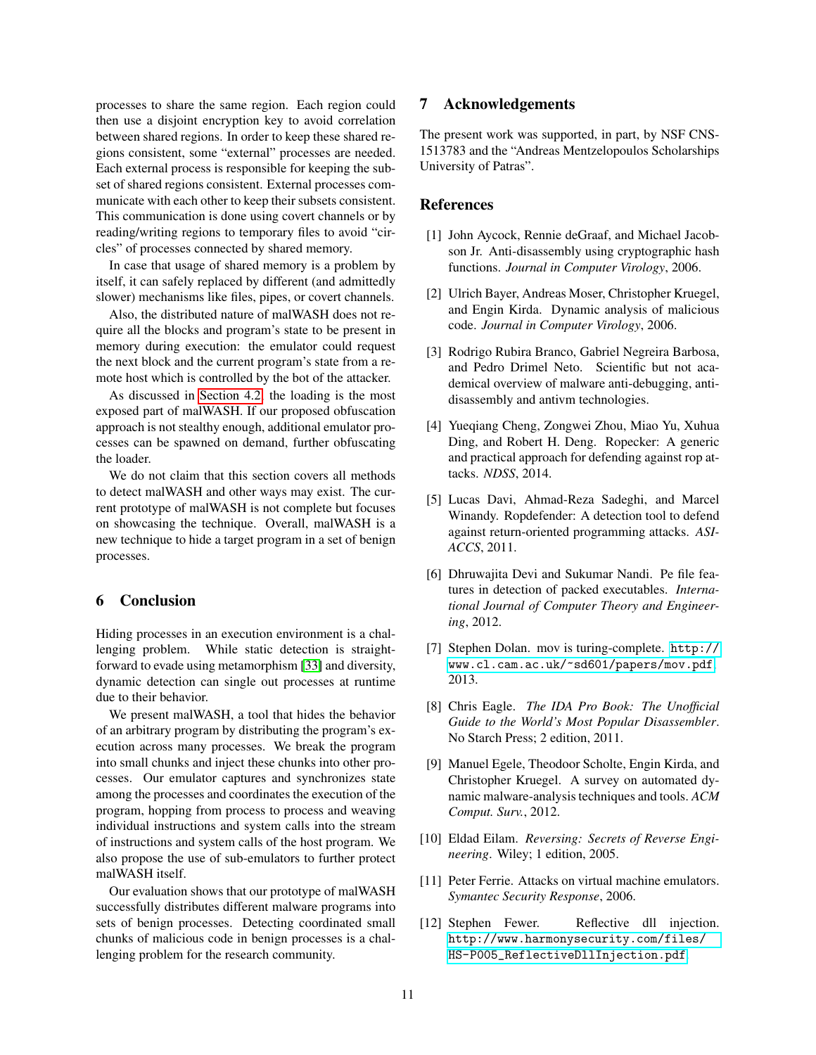processes to share the same region. Each region could then use a disjoint encryption key to avoid correlation between shared regions. In order to keep these shared regions consistent, some "external" processes are needed. Each external process is responsible for keeping the subset of shared regions consistent. External processes communicate with each other to keep their subsets consistent. This communication is done using covert channels or by reading/writing regions to temporary files to avoid "circles" of processes connected by shared memory.

In case that usage of shared memory is a problem by itself, it can safely replaced by different (and admittedly slower) mechanisms like files, pipes, or covert channels.

Also, the distributed nature of malWASH does not require all the blocks and program's state to be present in memory during execution: the emulator could request the next block and the current program's state from a remote host which is controlled by the bot of the attacker.

As discussed in Section 4.2, the loading is the most exposed part of malWASH. If our proposed obfuscation approach is not stealthy enough, additional emulator processes can be spawned on demand, further obfuscating the loader.

We do not claim that this section covers all methods to detect malWASH and other ways may exist. The current prototype of malWASH is not complete but focuses on showcasing the technique. Overall, malWASH is a new technique to hide a target program in a set of benign processes.

## 6 Conclusion

Hiding processes in an execution environment is a challenging problem. While static detection is straightforward to evade using metamorphism [33] and diversity, dynamic detection can single out processes at runtime due to their behavior.

We present malWASH, a tool that hides the behavior of an arbitrary program by distributing the program's execution across many processes. We break the program into small chunks and inject these chunks into other processes. Our emulator captures and synchronizes state among the processes and coordinates the execution of the program, hopping from process to process and weaving individual instructions and system calls into the stream of instructions and system calls of the host program. We also propose the use of sub-emulators to further protect malWASH itself.

Our evaluation shows that our prototype of malWASH successfully distributes different malware programs into sets of benign processes. Detecting coordinated small chunks of malicious code in benign processes is a challenging problem for the research community.

## 7 Acknowledgements

The present work was supported, in part, by NSF CNS-1513783 and the "Andreas Mentzelopoulos Scholarships University of Patras".

## References

[1] John Aycock, Rennie deGraaf, and Michael Jacobson Jr. Anti-disassembly using cryptographic hash functions. *Journal in Computer Virology*, 2006.

[2] Ulrich Bayer, Andreas Moser, Christopher Kruegel, and Engin Kirda. Dynamic analysis of malicious code. *Journal in Computer Virology*, 2006.

[3] Rodrigo Rubira Branco, Gabriel Negreira Barbosa, and Pedro Drimel Neto. Scientific but not academical overview of malware anti-debugging, anti-disassembly and antivm technologies.

[4] Yueqiang Cheng, Zongwei Zhou, Miao Yu, Xuhua Ding, and Robert H. Deng. Ropecker: A generic and practical approach for defending against rop attacks. *NDSS*, 2014.

[5] Lucas Davi, Ahmad-Reza Sadeghi, and Marcel Winandy. Ropdefender: A detection tool to defend against return-oriented programming attacks. *ASIACCS*, 2011.

[6] Dhruwajita Devi and Sukumar Nandi. Pe file features in detection of packed executables. *International Journal of Computer Theory and Engineering*, 2012.

[7] Stephen Dolan. mov is turing-complete. `http://www.cl.cam.ac.uk/~sd601/papers/mov.pdf`, 2013.

[8] Chris Eagle. *The IDA Pro Book: The Unofficial Guide to the World's Most Popular Disassembler*. No Starch Press; 2 edition, 2011.

[9] Manuel Egele, Theodoor Scholte, Engin Kirda, and Christopher Kruegel. A survey on automated dynamic malware-analysis techniques and tools. *ACM Comput. Surv.*, 2012.

[10] Eldad Eilam. *Reversing: Secrets of Reverse Engineering*. Wiley; 1 edition, 2005.

[11] Peter Ferrie. Attacks on virtual machine emulators. *Symantec Security Response*, 2006.

[12] Stephen Fewer. Reflective dll injection. `http://www.harmonysecurity.com/files/HS-P005_ReflectiveDllInjection.pdf`.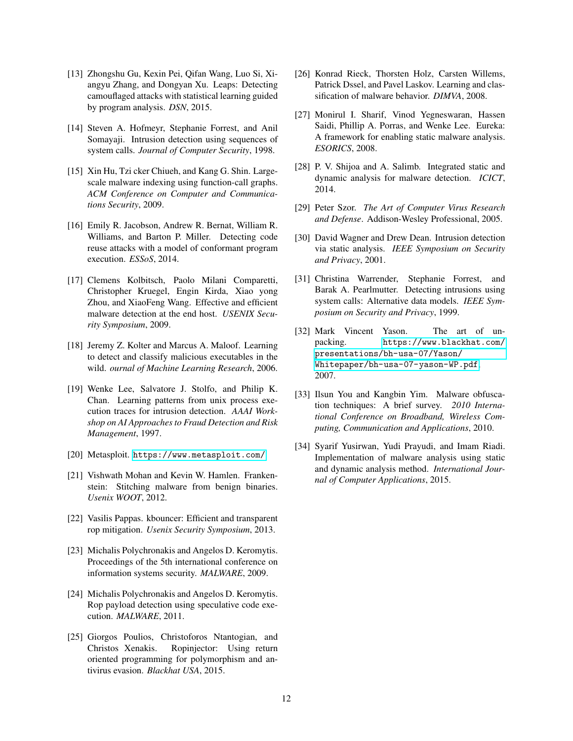[13] Zhongshu Gu, Kexin Pei, Qifan Wang, Luo Si, Xiangyu Zhang, and Dongyan Xu. Leaps: Detecting camouflaged attacks with statistical learning guided by program analysis. *DSN*, 2015.

[14] Steven A. Hofmeyr, Stephanie Forrest, and Anil Somayaji. Intrusion detection using sequences of system calls. *Journal of Computer Security*, 1998.

[15] Xin Hu, Tzi cker Chiueh, and Kang G. Shin. Large-scale malware indexing using function-call graphs. *ACM Conference on Computer and Communications Security*, 2009.

[16] Emily R. Jacobson, Andrew R. Bernat, William R. Williams, and Barton P. Miller. Detecting code reuse attacks with a model of conformant program execution. *ESSoS*, 2014.

[17] Clemens Kolbitsch, Paolo Milani Comparetti, Christopher Kruegel, Engin Kirda, Xiao yong Zhou, and XiaoFeng Wang. Effective and efficient malware detection at the end host. *USENIX Security Symposium*, 2009.

[18] Jeremy Z. Kolter and Marcus A. Maloof. Learning to detect and classify malicious executables in the wild. *ournal of Machine Learning Research*, 2006.

[19] Wenke Lee, Salvatore J. Stolfo, and Philip K. Chan. Learning patterns from unix process execution traces for intrusion detection. *AAAI Workshop on AI Approaches to Fraud Detection and Risk Management*, 1997.

[20] Metasploit. https://www.metasploit.com/

[21] Vishwath Mohan and Kevin W. Hamlen. Frankenstein: Stitching malware from benign binaries. *Usenix WOOT*, 2012.

[22] Vasilis Pappas. kbouncer: Efficient and transparent rop mitigation. *Usenix Security Symposium*, 2013.

[23] Michalis Polychronakis and Angelos D. Keromytis. Proceedings of the 5th international conference on information systems security. *MALWARE*, 2009.

[24] Michalis Polychronakis and Angelos D. Keromytis. Rop payload detection using speculative code execution. *MALWARE*, 2011.

[25] Giorgos Poulios, Christoforos Ntantogian, and Christos Xenakis. Ropinjector: Using return oriented programming for polymorphism and antivirus evasion. *Blackhat USA*, 2015.

[26] Konrad Rieck, Thorsten Holz, Carsten Willems, Patrick Dssel, and Pavel Laskov. Learning and classification of malware behavior. *DIMVA*, 2008.

[27] Monirul I. Sharif, Vinod Yegneswaran, Hassen Saidi, Phillip A. Porras, and Wenke Lee. Eureka: A framework for enabling static malware analysis. *ESORICS*, 2008.

[28] P. V. Shijoa and A. Salimb. Integrated static and dynamic analysis for malware detection. *ICICT*, 2014.

[29] Peter Szor. *The Art of Computer Virus Research and Defense*. Addison-Wesley Professional, 2005.

[30] David Wagner and Drew Dean. Intrusion detection via static analysis. *IEEE Symposium on Security and Privacy*, 2001.

[31] Christina Warrender, Stephanie Forrest, and Barak A. Pearlmutter. Detecting intrusions using system calls: Alternative data models. *IEEE Symposium on Security and Privacy*, 1999.

[32] Mark Vincent Yason. The art of unpacking. https://www.blackhat.com/presentations/bh-usa-07/Yason/Whitepaper/bh-usa-07-yason-WP.pdf, 2007.

[33] Ilsun You and Kangbin Yim. Malware obfuscation techniques: A brief survey. *2010 International Conference on Broadband, Wireless Computing, Communication and Applications*, 2010.

[34] Syarif Yusirwan, Yudi Prayudi, and Imam Riadi. Implementation of malware analysis using static and dynamic analysis method. *International Journal of Computer Applications*, 2015.